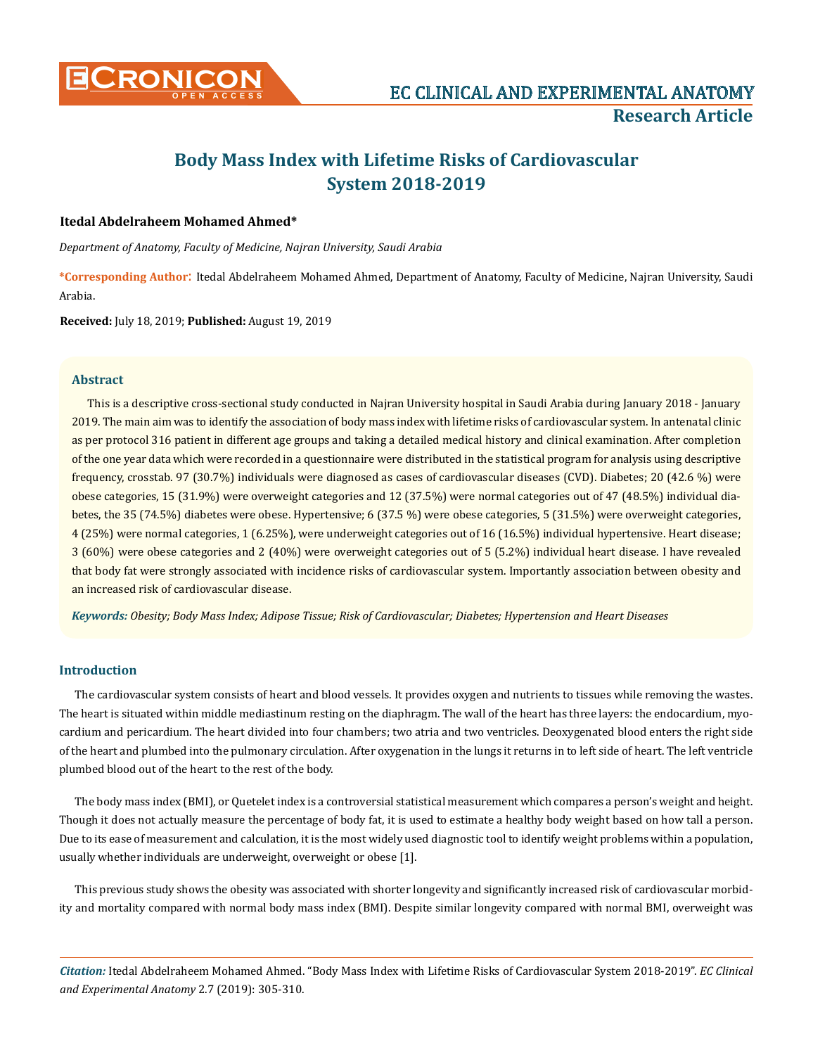# Body Mass Index with Lifetime Risks of Cardiovascular System 2018-2019

**Itedal Abdelraheem Mohamed Ahmed***

*Department of Anatomy, Faculty of Medicine, Najran University, Saudi Arabia*

**\*Corresponding Author:** Itedal Abdelraheem Mohamed Ahmed, Department of Anatomy, Faculty of Medicine, Najran University, Saudi Arabia.

**Received:** July 18, 2019; **Published:** August 19, 2019

## Abstract

This is a descriptive cross-sectional study conducted in Najran University hospital in Saudi Arabia during January 2018 - January 2019. The main aim was to identify the association of body mass index with lifetime risks of cardiovascular system. In antenatal clinic as per protocol 316 patient in different age groups and taking a detailed medical history and clinical examination. After completion of the one year data which were recorded in a questionnaire were distributed in the statistical program for analysis using descriptive frequency, crosstab. 97 (30.7%) individuals were diagnosed as cases of cardiovascular diseases (CVD). Diabetes; 20 (42.6 %) were obese categories, 15 (31.9%) were overweight categories and 12 (37.5%) were normal categories out of 47 (48.5%) individual diabetes, the 35 (74.5%) diabetes were obese. Hypertensive; 6 (37.5 %) were obese categories, 5 (31.5%) were overweight categories, 4 (25%) were normal categories, 1 (6.25%), were underweight categories out of 16 (16.5%) individual hypertensive. Heart disease; 3 (60%) were obese categories and 2 (40%) were overweight categories out of 5 (5.2%) individual heart disease. I have revealed that body fat were strongly associated with incidence risks of cardiovascular system. Importantly association between obesity and an increased risk of cardiovascular disease.

***Keywords:*** *Obesity; Body Mass Index; Adipose Tissue; Risk of Cardiovascular; Diabetes; Hypertension and Heart Diseases*

## Introduction

The cardiovascular system consists of heart and blood vessels. It provides oxygen and nutrients to tissues while removing the wastes. The heart is situated within middle mediastinum resting on the diaphragm. The wall of the heart has three layers: the endocardium, myocardium and pericardium. The heart divided into four chambers; two atria and two ventricles. Deoxygenated blood enters the right side of the heart and plumbed into the pulmonary circulation. After oxygenation in the lungs it returns in to left side of heart. The left ventricle plumbed blood out of the heart to the rest of the body.

The body mass index (BMI), or Quetelet index is a controversial statistical measurement which compares a person's weight and height. Though it does not actually measure the percentage of body fat, it is used to estimate a healthy body weight based on how tall a person. Due to its ease of measurement and calculation, it is the most widely used diagnostic tool to identify weight problems within a population, usually whether individuals are underweight, overweight or obese [1].

This previous study shows the obesity was associated with shorter longevity and significantly increased risk of cardiovascular morbidity and mortality compared with normal body mass index (BMI). Despite similar longevity compared with normal BMI, overweight was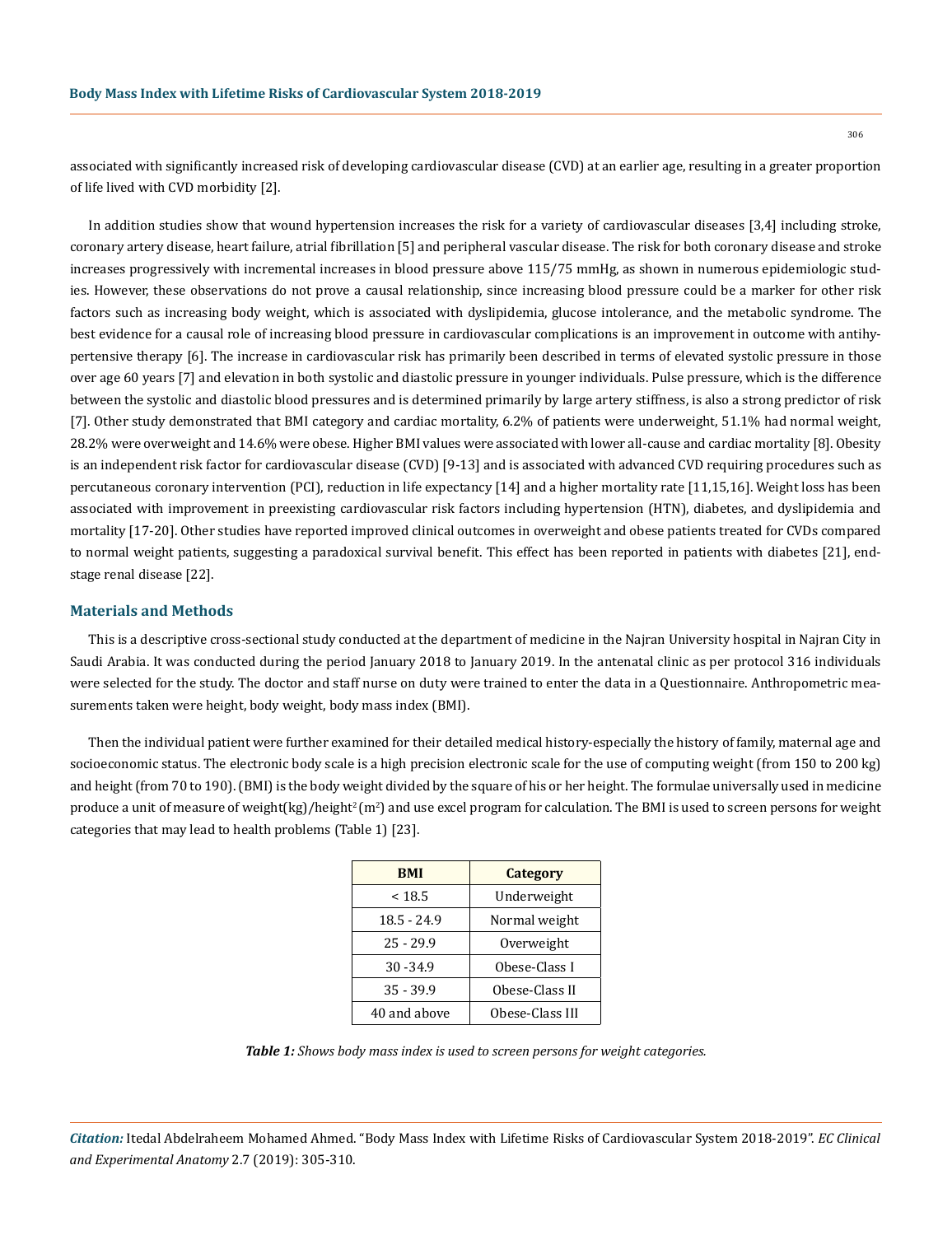associated with significantly increased risk of developing cardiovascular disease (CVD) at an earlier age, resulting in a greater proportion of life lived with CVD morbidity [2].

In addition studies show that wound hypertension increases the risk for a variety of cardiovascular diseases [3,4] including stroke, coronary artery disease, heart failure, atrial fibrillation [5] and peripheral vascular disease. The risk for both coronary disease and stroke increases progressively with incremental increases in blood pressure above 115/75 mmHg, as shown in numerous epidemiologic studies. However, these observations do not prove a causal relationship, since increasing blood pressure could be a marker for other risk factors such as increasing body weight, which is associated with dyslipidemia, glucose intolerance, and the metabolic syndrome. The best evidence for a causal role of increasing blood pressure in cardiovascular complications is an improvement in outcome with antihypertensive therapy [6]. The increase in cardiovascular risk has primarily been described in terms of elevated systolic pressure in those over age 60 years [7] and elevation in both systolic and diastolic pressure in younger individuals. Pulse pressure, which is the difference between the systolic and diastolic blood pressures and is determined primarily by large artery stiffness, is also a strong predictor of risk [7]. Other study demonstrated that BMI category and cardiac mortality, 6.2% of patients were underweight, 51.1% had normal weight, 28.2% were overweight and 14.6% were obese. Higher BMI values were associated with lower all-cause and cardiac mortality [8]. Obesity is an independent risk factor for cardiovascular disease (CVD) [9-13] and is associated with advanced CVD requiring procedures such as percutaneous coronary intervention (PCI), reduction in life expectancy [14] and a higher mortality rate [11,15,16]. Weight loss has been associated with improvement in preexisting cardiovascular risk factors including hypertension (HTN), diabetes, and dyslipidemia and mortality [17-20]. Other studies have reported improved clinical outcomes in overweight and obese patients treated for CVDs compared to normal weight patients, suggesting a paradoxical survival benefit. This effect has been reported in patients with diabetes [21], end-stage renal disease [22].

## Materials and Methods

This is a descriptive cross-sectional study conducted at the department of medicine in the Najran University hospital in Najran City in Saudi Arabia. It was conducted during the period January 2018 to January 2019. In the antenatal clinic as per protocol 316 individuals were selected for the study. The doctor and staff nurse on duty were trained to enter the data in a Questionnaire. Anthropometric measurements taken were height, body weight, body mass index (BMI).

Then the individual patient were further examined for their detailed medical history-especially the history of family, maternal age and socioeconomic status. The electronic body scale is a high precision electronic scale for the use of computing weight (from 150 to 200 kg) and height (from 70 to 190). (BMI) is the body weight divided by the square of his or her height. The formulae universally used in medicine produce a unit of measure of weight(kg)/height$^2$(m$^2$) and use excel program for calculation. The BMI is used to screen persons for weight categories that may lead to health problems (Table 1) [23].

| BMI | Category |
|---|---|
| < 18.5 | Underweight |
| 18.5 - 24.9 | Normal weight |
| 25 - 29.9 | Overweight |
| 30 -34.9 | Obese-Class I |
| 35 - 39.9 | Obese-Class II |
| 40 and above | Obese-Class III |

***Table 1:*** *Shows body mass index is used to screen persons for weight categories.*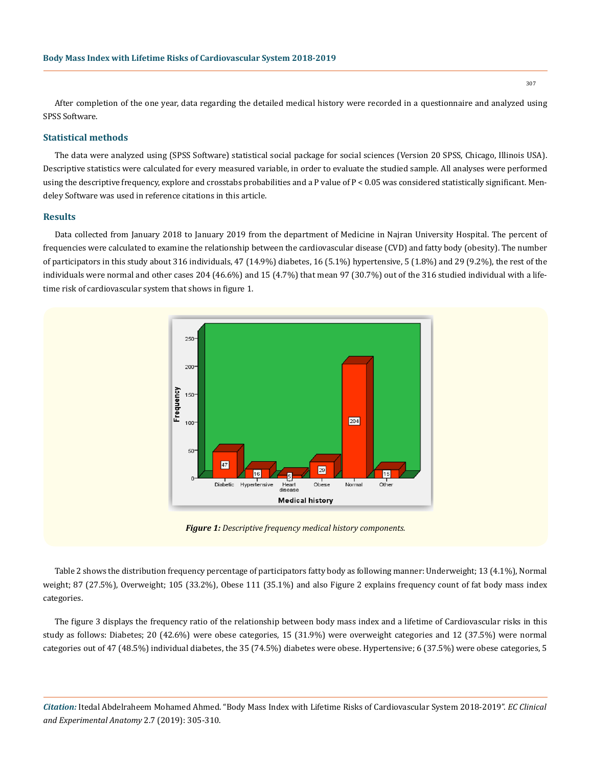After completion of the one year, data regarding the detailed medical history were recorded in a questionnaire and analyzed using SPSS Software.

## Statistical methods

The data were analyzed using (SPSS Software) statistical social package for social sciences (Version 20 SPSS, Chicago, Illinois USA). Descriptive statistics were calculated for every measured variable, in order to evaluate the studied sample. All analyses were performed using the descriptive frequency, explore and crosstabs probabilities and a P value of $P < 0.05$ was considered statistically significant. Mendeley Software was used in reference citations in this article.

## Results

Data collected from January 2018 to January 2019 from the department of Medicine in Najran University Hospital. The percent of frequencies were calculated to examine the relationship between the cardiovascular disease (CVD) and fatty body (obesity). The number of participators in this study about 316 individuals, 47 (14.9%) diabetes, 16 (5.1%) hypertensive, 5 (1.8%) and 29 (9.2%), the rest of the individuals were normal and other cases 204 (46.6%) and 15 (4.7%) that mean 97 (30.7%) out of the 316 studied individual with a lifetime risk of cardiovascular system that shows in figure 1.

***Figure 1:*** *Descriptive frequency medical history components.*

Table 2 shows the distribution frequency percentage of participators fatty body as following manner: Underweight; 13 (4.1%), Normal weight; 87 (27.5%), Overweight; 105 (33.2%), Obese 111 (35.1%) and also Figure 2 explains frequency count of fat body mass index categories.

The figure 3 displays the frequency ratio of the relationship between body mass index and a lifetime of Cardiovascular risks in this study as follows: Diabetes; 20 (42.6%) were obese categories, 15 (31.9%) were overweight categories and 12 (37.5%) were normal categories out of 47 (48.5%) individual diabetes, the 35 (74.5%) diabetes were obese. Hypertensive; 6 (37.5%) were obese categories, 5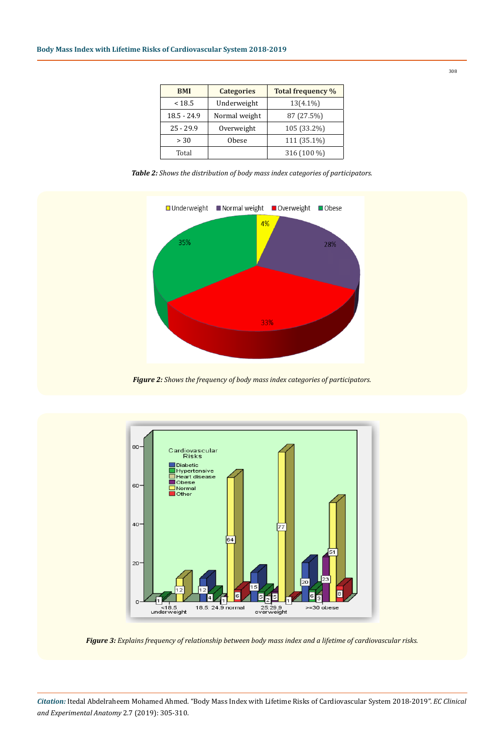| BMI | Categories | Total frequency % |
|---|---|---|
| < 18.5 | Underweight | 13(4.1%) |
| 18.5 - 24.9 | Normal weight | 87 (27.5%) |
| 25 - 29.9 | Overweight | 105 (33.2%) |
| > 30 | Obese | 111 (35.1%) |
| Total | | 316 (100 %) |

***Table 2:*** *Shows the distribution of body mass index categories of participators.*

***Figure 2:*** *Shows the frequency of body mass index categories of participators.*

***Figure 3:*** *Explains frequency of relationship between body mass index and a lifetime of cardiovascular risks.*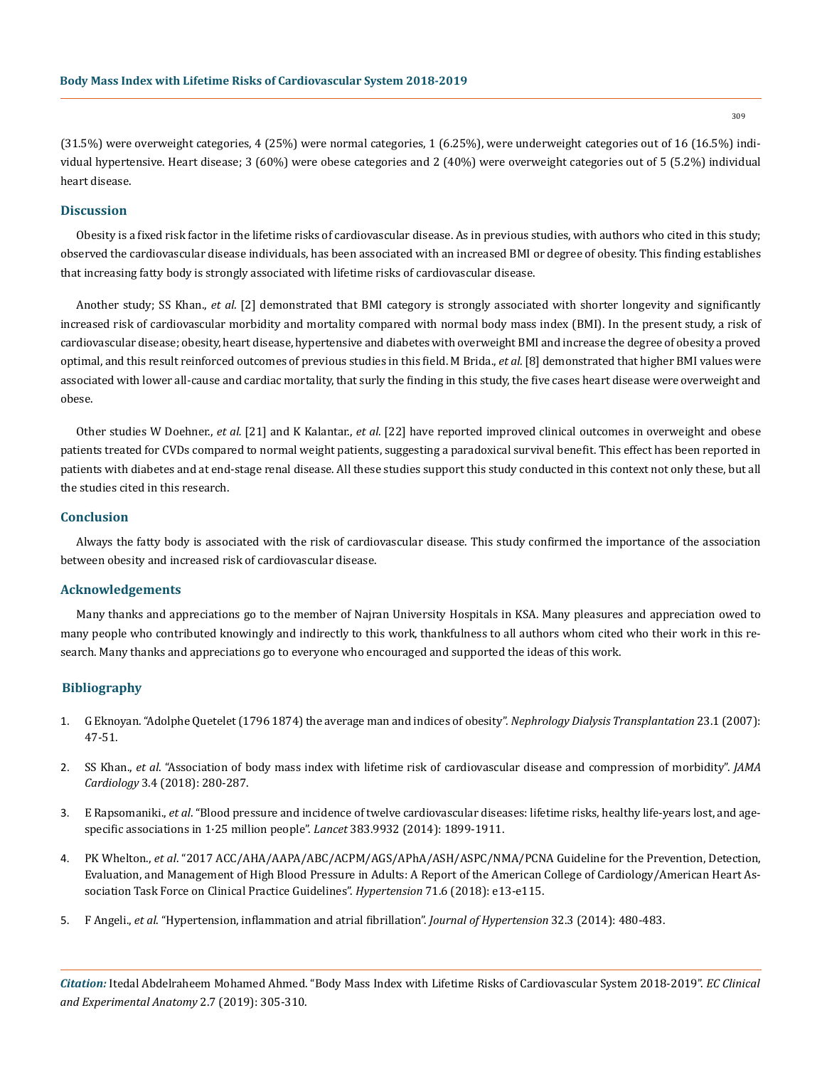(31.5%) were overweight categories, 4 (25%) were normal categories, 1 (6.25%), were underweight categories out of 16 (16.5%) individual hypertensive. Heart disease; 3 (60%) were obese categories and 2 (40%) were overweight categories out of 5 (5.2%) individual heart disease.

## Discussion

Obesity is a fixed risk factor in the lifetime risks of cardiovascular disease. As in previous studies, with authors who cited in this study; observed the cardiovascular disease individuals, has been associated with an increased BMI or degree of obesity. This finding establishes that increasing fatty body is strongly associated with lifetime risks of cardiovascular disease.

Another study; SS Khan., *et al.* [2] demonstrated that BMI category is strongly associated with shorter longevity and significantly increased risk of cardiovascular morbidity and mortality compared with normal body mass index (BMI). In the present study, a risk of cardiovascular disease; obesity, heart disease, hypertensive and diabetes with overweight BMI and increase the degree of obesity a proved optimal, and this result reinforced outcomes of previous studies in this field. M Brida., *et al.* [8] demonstrated that higher BMI values were associated with lower all-cause and cardiac mortality, that surly the finding in this study, the five cases heart disease were overweight and obese.

Other studies W Doehner., *et al.* [21] and K Kalantar., *et al.* [22] have reported improved clinical outcomes in overweight and obese patients treated for CVDs compared to normal weight patients, suggesting a paradoxical survival benefit. This effect has been reported in patients with diabetes and at end-stage renal disease. All these studies support this study conducted in this context not only these, but all the studies cited in this research.

## Conclusion

Always the fatty body is associated with the risk of cardiovascular disease. This study confirmed the importance of the association between obesity and increased risk of cardiovascular disease.

## Acknowledgements

Many thanks and appreciations go to the member of Najran University Hospitals in KSA. Many pleasures and appreciation owed to many people who contributed knowingly and indirectly to this work, thankfulness to all authors whom cited who their work in this research. Many thanks and appreciations go to everyone who encouraged and supported the ideas of this work.

## Bibliography

1. G Eknoyan. "Adolphe Quetelet (1796 1874) the average man and indices of obesity". *Nephrology Dialysis Transplantation* 23.1 (2007): 47-51.
2. SS Khan., *et al.* "Association of body mass index with lifetime risk of cardiovascular disease and compression of morbidity". *JAMA Cardiology* 3.4 (2018): 280-287.
3. E Rapsomaniki., *et al.* "Blood pressure and incidence of twelve cardiovascular diseases: lifetime risks, healthy life-years lost, and age-specific associations in 1·25 million people". *Lancet* 383.9932 (2014): 1899-1911.
4. PK Whelton., *et al.* "2017 ACC/AHA/AAPA/ABC/ACPM/AGS/APhA/ASH/ASPC/NMA/PCNA Guideline for the Prevention, Detection, Evaluation, and Management of High Blood Pressure in Adults: A Report of the American College of Cardiology/American Heart Association Task Force on Clinical Practice Guidelines". *Hypertension* 71.6 (2018): e13-e115.
5. F Angeli., *et al.* "Hypertension, inflammation and atrial fibrillation". *Journal of Hypertension* 32.3 (2014): 480-483.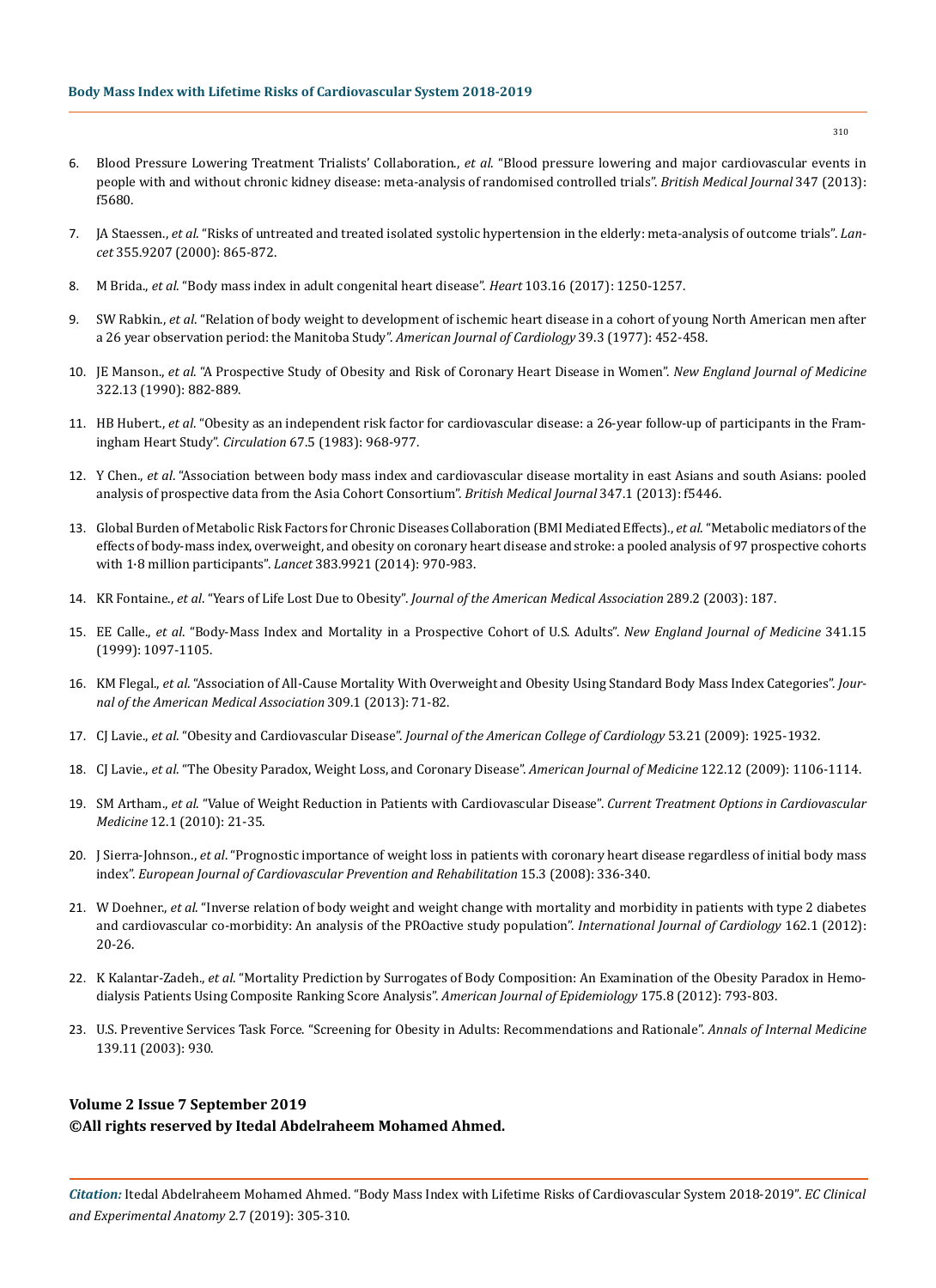6. Blood Pressure Lowering Treatment Trialists' Collaboration., *et al.* "Blood pressure lowering and major cardiovascular events in people with and without chronic kidney disease: meta-analysis of randomised controlled trials". *British Medical Journal* 347 (2013): f5680.
7. JA Staessen., *et al*. "Risks of untreated and treated isolated systolic hypertension in the elderly: meta-analysis of outcome trials". *Lancet* 355.9207 (2000): 865-872.
8. M Brida., *et al.* "Body mass index in adult congenital heart disease". *Heart* 103.16 (2017): 1250-1257.
9. SW Rabkin., *et al*. "Relation of body weight to development of ischemic heart disease in a cohort of young North American men after a 26 year observation period: the Manitoba Study". *American Journal of Cardiology* 39.3 (1977): 452-458.
10. JE Manson., *et al.* "A Prospective Study of Obesity and Risk of Coronary Heart Disease in Women". *New England Journal of Medicine* 322.13 (1990): 882-889.
11. HB Hubert., *et al*. "Obesity as an independent risk factor for cardiovascular disease: a 26-year follow-up of participants in the Framingham Heart Study". *Circulation* 67.5 (1983): 968-977.
12. Y Chen., *et al*. "Association between body mass index and cardiovascular disease mortality in east Asians and south Asians: pooled analysis of prospective data from the Asia Cohort Consortium". *British Medical Journal* 347.1 (2013): f5446.
13. Global Burden of Metabolic Risk Factors for Chronic Diseases Collaboration (BMI Mediated Effects)., *et al*. "Metabolic mediators of the effects of body-mass index, overweight, and obesity on coronary heart disease and stroke: a pooled analysis of 97 prospective cohorts with 1·8 million participants". *Lancet* 383.9921 (2014): 970-983.
14. KR Fontaine., *et al*. "Years of Life Lost Due to Obesity". *Journal of the American Medical Association* 289.2 (2003): 187.
15. EE Calle., *et al*. "Body-Mass Index and Mortality in a Prospective Cohort of U.S. Adults". *New England Journal of Medicine* 341.15 (1999): 1097-1105.
16. KM Flegal., *et al.* "Association of All-Cause Mortality With Overweight and Obesity Using Standard Body Mass Index Categories". *Journal of the American Medical Association* 309.1 (2013): 71-82.
17. CJ Lavie., *et al*. "Obesity and Cardiovascular Disease". *Journal of the American College of Cardiology* 53.21 (2009): 1925-1932.
18. CJ Lavie., *et al.* "The Obesity Paradox, Weight Loss, and Coronary Disease". *American Journal of Medicine* 122.12 (2009): 1106-1114.
19. SM Artham., *et al*. "Value of Weight Reduction in Patients with Cardiovascular Disease". *Current Treatment Options in Cardiovascular Medicine* 12.1 (2010): 21-35.
20. J Sierra-Johnson., *et al*. "Prognostic importance of weight loss in patients with coronary heart disease regardless of initial body mass index". *European Journal of Cardiovascular Prevention and Rehabilitation* 15.3 (2008): 336-340.
21. W Doehner., *et al.* "Inverse relation of body weight and weight change with mortality and morbidity in patients with type 2 diabetes and cardiovascular co-morbidity: An analysis of the PROactive study population". *International Journal of Cardiology* 162.1 (2012): 20-26.
22. K Kalantar-Zadeh., *et al*. "Mortality Prediction by Surrogates of Body Composition: An Examination of the Obesity Paradox in Hemodialysis Patients Using Composite Ranking Score Analysis". *American Journal of Epidemiology* 175.8 (2012): 793-803.
23. U.S. Preventive Services Task Force. "Screening for Obesity in Adults: Recommendations and Rationale". *Annals of Internal Medicine* 139.11 (2003): 930.

**Volume 2 Issue 7 September 2019**
**©All rights reserved by Itedal Abdelraheem Mohamed Ahmed.**